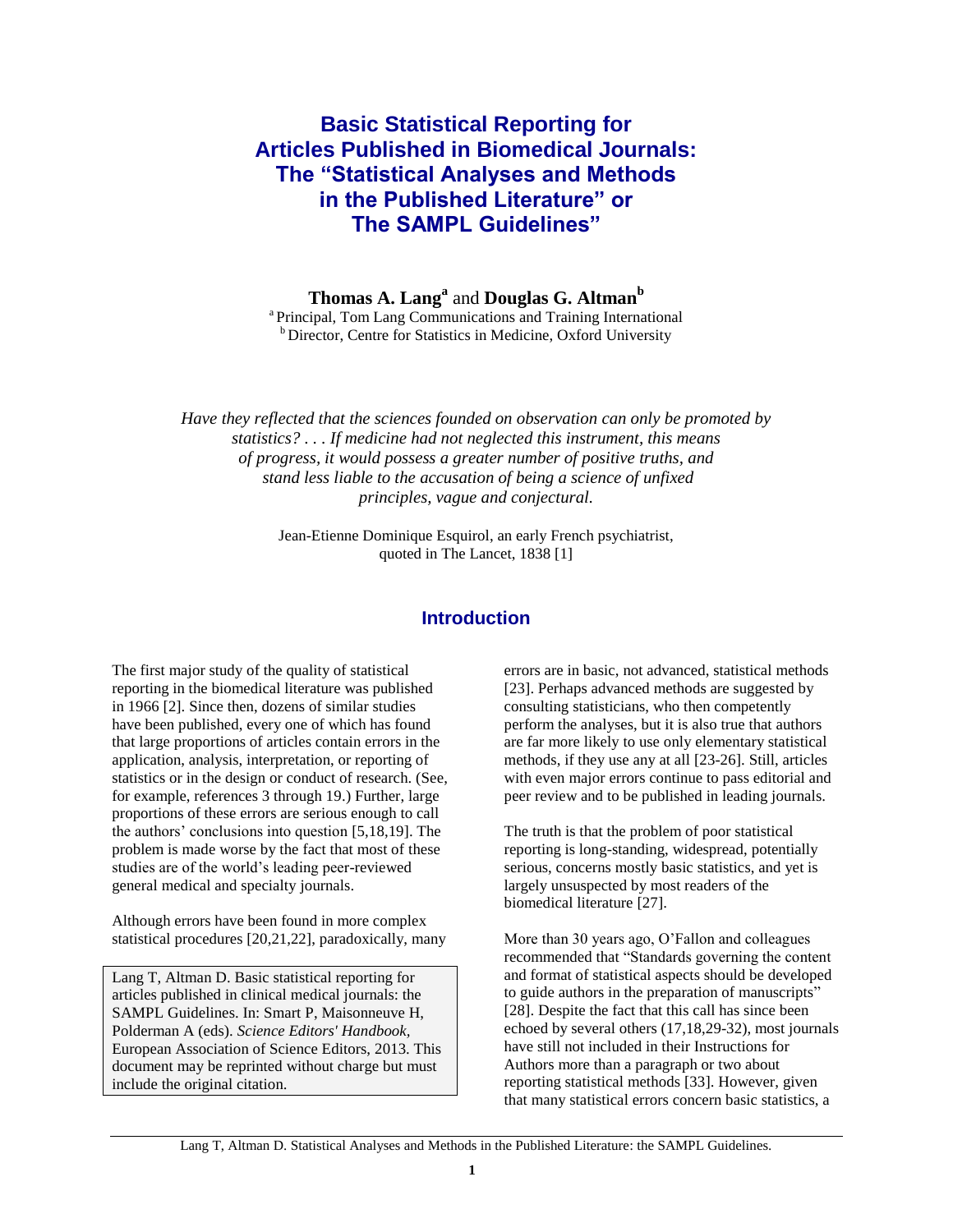# Basic Statistical Reporting for Articles Published in Biomedical Journals: The "Statistical Analyses and Methods in the Published Literature" or The SAMPL Guidelines"

**Thomas A. Lang**[a] and **Douglas G. Altman**[b]

[a] Principal, Tom Lang Communications and Training International
[b] Director, Centre for Statistics in Medicine, Oxford University

*Have they reflected that the sciences founded on observation can only be promoted by statistics? . . . If medicine had not neglected this instrument, this means of progress, it would possess a greater number of positive truths, and stand less liable to the accusation of being a science of unfixed principles, vague and conjectural.*

Jean-Etienne Dominique Esquirol, an early French psychiatrist, quoted in The Lancet, 1838 [1]

## Introduction

The first major study of the quality of statistical reporting in the biomedical literature was published in 1966 [2]. Since then, dozens of similar studies have been published, every one of which has found that large proportions of articles contain errors in the application, analysis, interpretation, or reporting of statistics or in the design or conduct of research. (See, for example, references 3 through 19.) Further, large proportions of these errors are serious enough to call the authors' conclusions into question [5,18,19]. The problem is made worse by the fact that most of these studies are of the world's leading peer-reviewed general medical and specialty journals.

Although errors have been found in more complex statistical procedures [20,21,22], paradoxically, many errors are in basic, not advanced, statistical methods [23]. Perhaps advanced methods are suggested by consulting statisticians, who then competently perform the analyses, but it is also true that authors are far more likely to use only elementary statistical methods, if they use any at all [23-26]. Still, articles with even major errors continue to pass editorial and peer review and to be published in leading journals.

The truth is that the problem of poor statistical reporting is long-standing, widespread, potentially serious, concerns mostly basic statistics, and yet is largely unsuspected by most readers of the biomedical literature [27].

More than 30 years ago, O'Fallon and colleagues recommended that "Standards governing the content and format of statistical aspects should be developed to guide authors in the preparation of manuscripts" [28]. Despite the fact that this call has since been echoed by several others (17,18,29-32), most journals have still not included in their Instructions for Authors more than a paragraph or two about reporting statistical methods [33]. However, given that many statistical errors concern basic statistics, a

Lang T, Altman D. Basic statistical reporting for articles published in clinical medical journals: the SAMPL Guidelines. In: Smart P, Maisonneuve H, Polderman A (eds). *Science Editors' Handbook*, European Association of Science Editors, 2013. This document may be reprinted without charge but must include the original citation.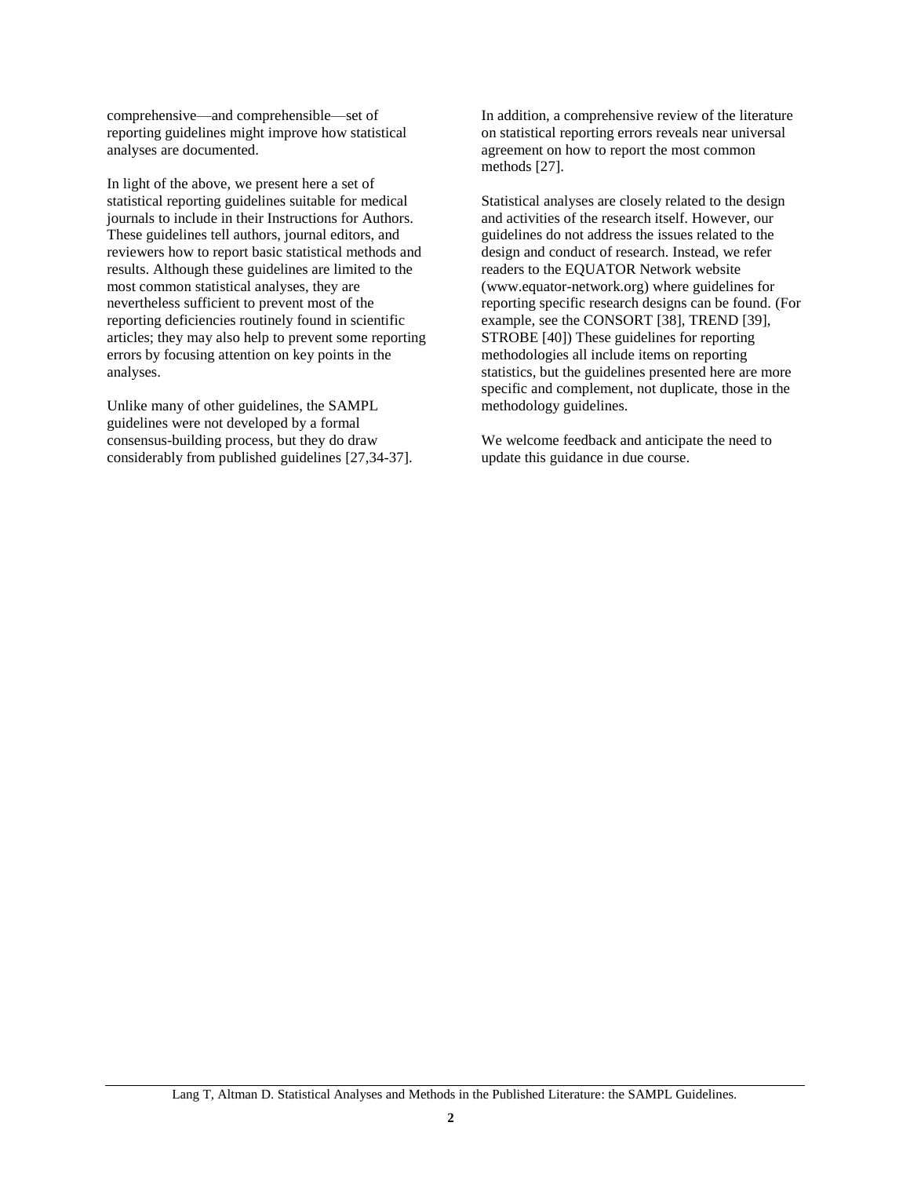comprehensive—and comprehensible—set of reporting guidelines might improve how statistical analyses are documented.

In light of the above, we present here a set of statistical reporting guidelines suitable for medical journals to include in their Instructions for Authors. These guidelines tell authors, journal editors, and reviewers how to report basic statistical methods and results. Although these guidelines are limited to the most common statistical analyses, they are nevertheless sufficient to prevent most of the reporting deficiencies routinely found in scientific articles; they may also help to prevent some reporting errors by focusing attention on key points in the analyses.

Unlike many of other guidelines, the SAMPL guidelines were not developed by a formal consensus-building process, but they do draw considerably from published guidelines [27,34-37]. In addition, a comprehensive review of the literature on statistical reporting errors reveals near universal agreement on how to report the most common methods [27].

Statistical analyses are closely related to the design and activities of the research itself. However, our guidelines do not address the issues related to the design and conduct of research. Instead, we refer readers to the EQUATOR Network website (www.equator-network.org) where guidelines for reporting specific research designs can be found. (For example, see the CONSORT [38], TREND [39], STROBE [40]) These guidelines for reporting methodologies all include items on reporting statistics, but the guidelines presented here are more specific and complement, not duplicate, those in the methodology guidelines.

We welcome feedback and anticipate the need to update this guidance in due course.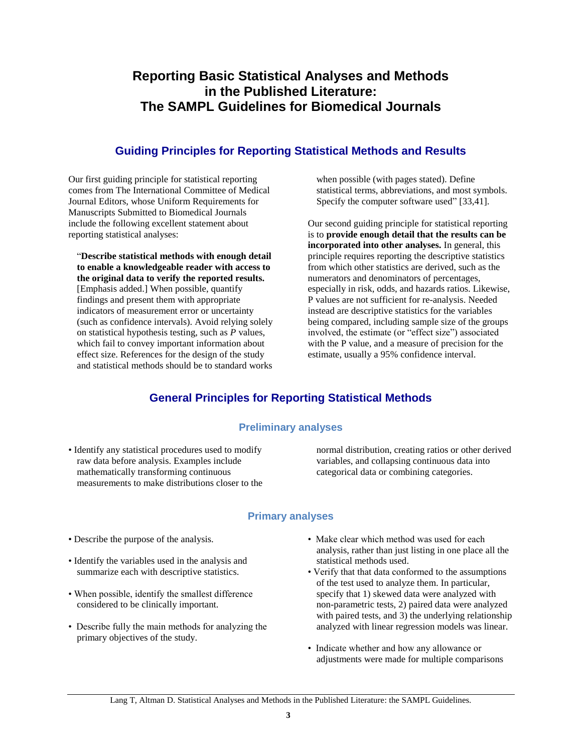# Reporting Basic Statistical Analyses and Methods in the Published Literature: The SAMPL Guidelines for Biomedical Journals

## Guiding Principles for Reporting Statistical Methods and Results

Our first guiding principle for statistical reporting comes from The International Committee of Medical Journal Editors, whose Uniform Requirements for Manuscripts Submitted to Biomedical Journals include the following excellent statement about reporting statistical analyses:

> "**Describe statistical methods with enough detail to enable a knowledgeable reader with access to the original data to verify the reported results.** [Emphasis added.] When possible, quantify findings and present them with appropriate indicators of measurement error or uncertainty (such as confidence intervals). Avoid relying solely on statistical hypothesis testing, such as *P* values, which fail to convey important information about effect size. References for the design of the study and statistical methods should be to standard works when possible (with pages stated). Define statistical terms, abbreviations, and most symbols. Specify the computer software used" [33,41].

Our second guiding principle for statistical reporting is to **provide enough detail that the results can be incorporated into other analyses.** In general, this principle requires reporting the descriptive statistics from which other statistics are derived, such as the numerators and denominators of percentages, especially in risk, odds, and hazards ratios. Likewise, P values are not sufficient for re-analysis. Needed instead are descriptive statistics for the variables being compared, including sample size of the groups involved, the estimate (or "effect size") associated with the P value, and a measure of precision for the estimate, usually a 95% confidence interval.

## General Principles for Reporting Statistical Methods

### Preliminary analyses

- Identify any statistical procedures used to modify raw data before analysis. Examples include mathematically transforming continuous measurements to make distributions closer to the normal distribution, creating ratios or other derived variables, and collapsing continuous data into categorical data or combining categories.

### Primary analyses

- Describe the purpose of the analysis.
- Identify the variables used in the analysis and summarize each with descriptive statistics.
- When possible, identify the smallest difference considered to be clinically important.
- Describe fully the main methods for analyzing the primary objectives of the study.
- Make clear which method was used for each analysis, rather than just listing in one place all the statistical methods used.
- Verify that that data conformed to the assumptions of the test used to analyze them. In particular, specify that 1) skewed data were analyzed with non-parametric tests, 2) paired data were analyzed with paired tests, and 3) the underlying relationship analyzed with linear regression models was linear.
- Indicate whether and how any allowance or adjustments were made for multiple comparisons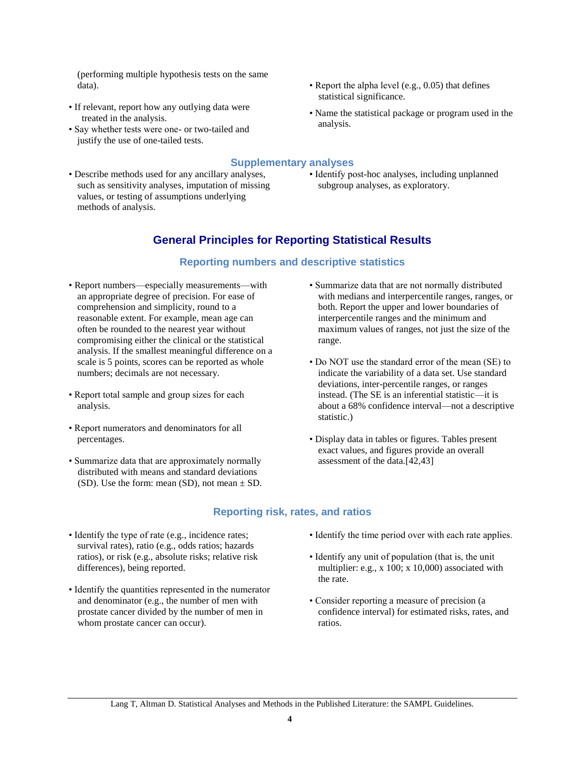(performing multiple hypothesis tests on the same data).

- If relevant, report how any outlying data were treated in the analysis.
- Say whether tests were one- or two-tailed and justify the use of one-tailed tests.
- Report the alpha level (e.g., 0.05) that defines statistical significance.
- Name the statistical package or program used in the analysis.

### Supplementary analyses

- Describe methods used for any ancillary analyses, such as sensitivity analyses, imputation of missing values, or testing of assumptions underlying methods of analysis.
- Identify post-hoc analyses, including unplanned subgroup analyses, as exploratory.

## General Principles for Reporting Statistical Results

### Reporting numbers and descriptive statistics

- Report numbers—especially measurements—with an appropriate degree of precision. For ease of comprehension and simplicity, round to a reasonable extent. For example, mean age can often be rounded to the nearest year without compromising either the clinical or the statistical analysis. If the smallest meaningful difference on a scale is 5 points, scores can be reported as whole numbers; decimals are not necessary.
- Report total sample and group sizes for each analysis.
- Report numerators and denominators for all percentages.
- Summarize data that are approximately normally distributed with means and standard deviations (SD). Use the form: mean (SD), not mean ± SD.
- Summarize data that are not normally distributed with medians and interpercentile ranges, ranges, or both. Report the upper and lower boundaries of interpercentile ranges and the minimum and maximum values of ranges, not just the size of the range.
- Do NOT use the standard error of the mean (SE) to indicate the variability of a data set. Use standard deviations, inter-percentile ranges, or ranges instead. (The SE is an inferential statistic—it is about a 68% confidence interval—not a descriptive statistic.)
- Display data in tables or figures. Tables present exact values, and figures provide an overall assessment of the data.[42,43]

### Reporting risk, rates, and ratios

- Identify the type of rate (e.g., incidence rates; survival rates), ratio (e.g., odds ratios; hazards ratios), or risk (e.g., absolute risks; relative risk differences), being reported.
- Identify the quantities represented in the numerator and denominator (e.g., the number of men with prostate cancer divided by the number of men in whom prostate cancer can occur).
- Identify the time period over with each rate applies.
- Identify any unit of population (that is, the unit multiplier: e.g., x 100; x 10,000) associated with the rate.
- Consider reporting a measure of precision (a confidence interval) for estimated risks, rates, and ratios.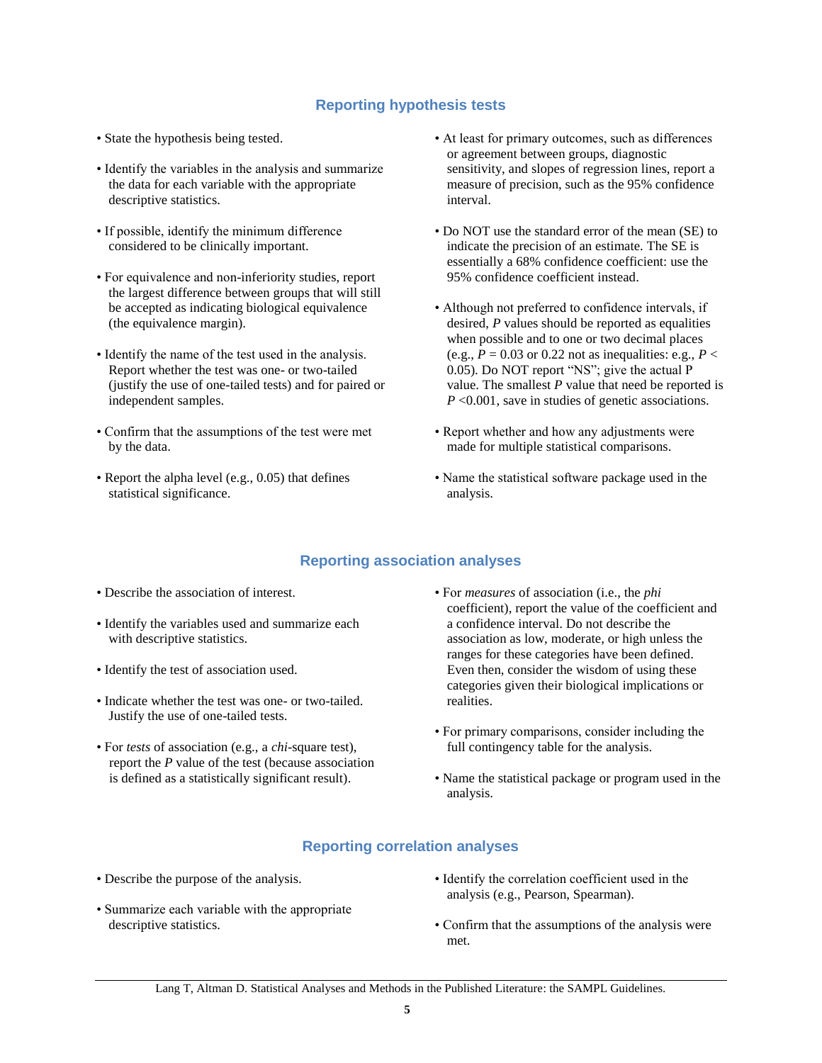## Reporting hypothesis tests

- State the hypothesis being tested.
- Identify the variables in the analysis and summarize the data for each variable with the appropriate descriptive statistics.
- If possible, identify the minimum difference considered to be clinically important.
- For equivalence and non-inferiority studies, report the largest difference between groups that will still be accepted as indicating biological equivalence (the equivalence margin).
- Identify the name of the test used in the analysis. Report whether the test was one- or two-tailed (justify the use of one-tailed tests) and for paired or independent samples.
- Confirm that the assumptions of the test were met by the data.
- Report the alpha level (e.g., 0.05) that defines statistical significance.
- At least for primary outcomes, such as differences or agreement between groups, diagnostic sensitivity, and slopes of regression lines, report a measure of precision, such as the 95% confidence interval.
- Do NOT use the standard error of the mean (SE) to indicate the precision of an estimate. The SE is essentially a 68% confidence coefficient: use the 95% confidence coefficient instead.
- Although not preferred to confidence intervals, if desired, $P$ values should be reported as equalities when possible and to one or two decimal places (e.g., $P = 0.03$ or 0.22 not as inequalities: e.g., $P < 0.05$). Do NOT report "NS"; give the actual P value. The smallest $P$ value that need be reported is $P < 0.001$, save in studies of genetic associations.
- Report whether and how any adjustments were made for multiple statistical comparisons.
- Name the statistical software package used in the analysis.

## Reporting association analyses

- Describe the association of interest.
- Identify the variables used and summarize each with descriptive statistics.
- Identify the test of association used.
- Indicate whether the test was one- or two-tailed. Justify the use of one-tailed tests.
- For *tests* of association (e.g., a *chi*-square test), report the $P$ value of the test (because association is defined as a statistically significant result).
- For *measures* of association (i.e., the *phi* coefficient), report the value of the coefficient and a confidence interval. Do not describe the association as low, moderate, or high unless the ranges for these categories have been defined. Even then, consider the wisdom of using these categories given their biological implications or realities.
- For primary comparisons, consider including the full contingency table for the analysis.
- Name the statistical package or program used in the analysis.

## Reporting correlation analyses

- Describe the purpose of the analysis.
- Summarize each variable with the appropriate descriptive statistics.
- Identify the correlation coefficient used in the analysis (e.g., Pearson, Spearman).
- Confirm that the assumptions of the analysis were met.

Lang T, Altman D. Statistical Analyses and Methods in the Published Literature: the SAMPL Guidelines.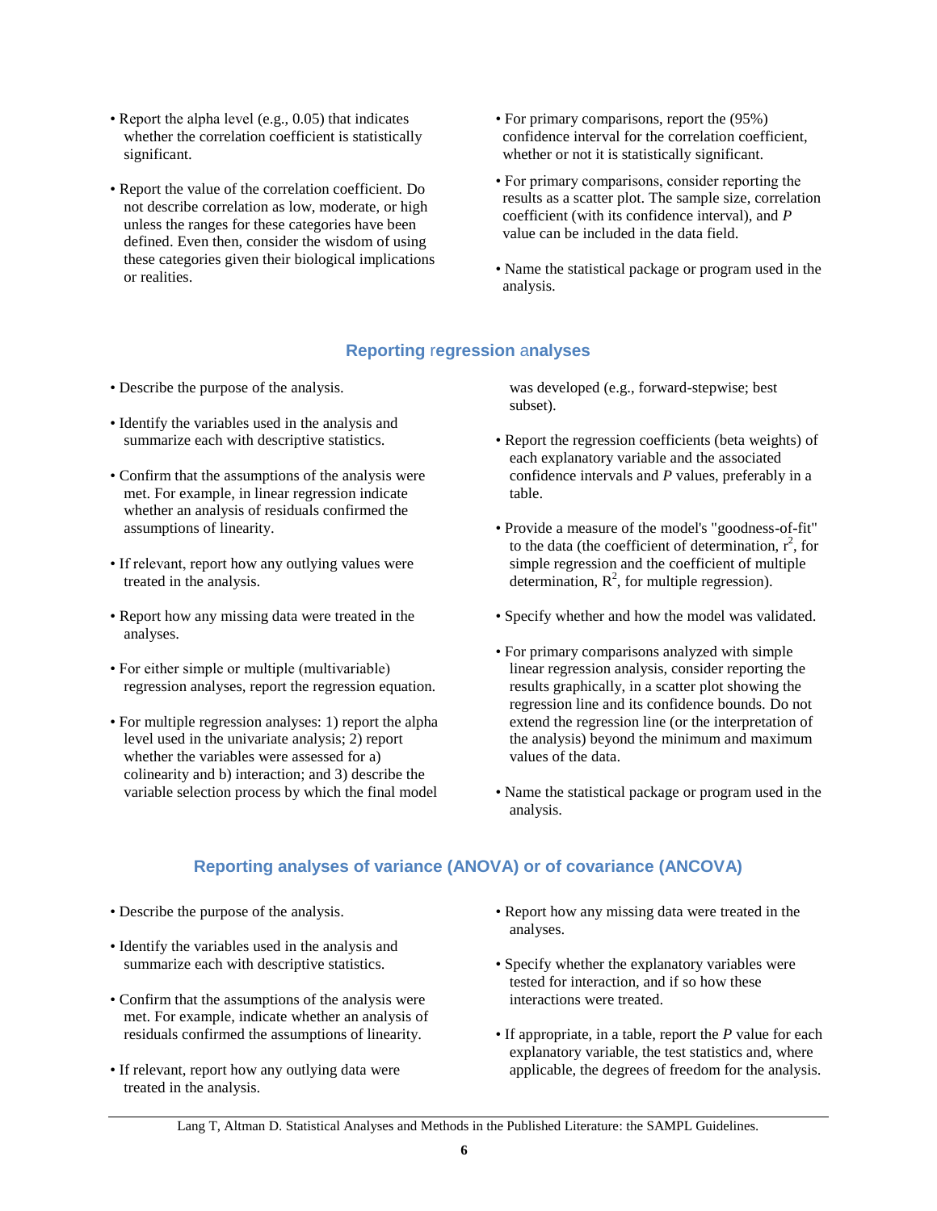- Report the alpha level (e.g., 0.05) that indicates whether the correlation coefficient is statistically significant.
- Report the value of the correlation coefficient. Do not describe correlation as low, moderate, or high unless the ranges for these categories have been defined. Even then, consider the wisdom of using these categories given their biological implications or realities.
- For primary comparisons, report the (95%) confidence interval for the correlation coefficient, whether or not it is statistically significant.
- For primary comparisons, consider reporting the results as a scatter plot. The sample size, correlation coefficient (with its confidence interval), and *P* value can be included in the data field.
- Name the statistical package or program used in the analysis.

## Reporting regression analyses

- Describe the purpose of the analysis.
- Identify the variables used in the analysis and summarize each with descriptive statistics.
- Confirm that the assumptions of the analysis were met. For example, in linear regression indicate whether an analysis of residuals confirmed the assumptions of linearity.
- If relevant, report how any outlying values were treated in the analysis.
- Report how any missing data were treated in the analyses.
- For either simple or multiple (multivariable) regression analyses, report the regression equation.
- For multiple regression analyses: 1) report the alpha level used in the univariate analysis; 2) report whether the variables were assessed for a) colinearity and b) interaction; and 3) describe the variable selection process by which the final model was developed (e.g., forward-stepwise; best subset).
- Report the regression coefficients (beta weights) of each explanatory variable and the associated confidence intervals and *P* values, preferably in a table.
- Provide a measure of the model's "goodness-of-fit" to the data (the coefficient of determination, $r^2$, for simple regression and the coefficient of multiple determination, $R^2$, for multiple regression).
- Specify whether and how the model was validated.
- For primary comparisons analyzed with simple linear regression analysis, consider reporting the results graphically, in a scatter plot showing the regression line and its confidence bounds. Do not extend the regression line (or the interpretation of the analysis) beyond the minimum and maximum values of the data.
- Name the statistical package or program used in the analysis.

## Reporting analyses of variance (ANOVA) or of covariance (ANCOVA)

- Describe the purpose of the analysis.
- Identify the variables used in the analysis and summarize each with descriptive statistics.
- Confirm that the assumptions of the analysis were met. For example, indicate whether an analysis of residuals confirmed the assumptions of linearity.
- If relevant, report how any outlying data were treated in the analysis.
- Report how any missing data were treated in the analyses.
- Specify whether the explanatory variables were tested for interaction, and if so how these interactions were treated.
- If appropriate, in a table, report the *P* value for each explanatory variable, the test statistics and, where applicable, the degrees of freedom for the analysis.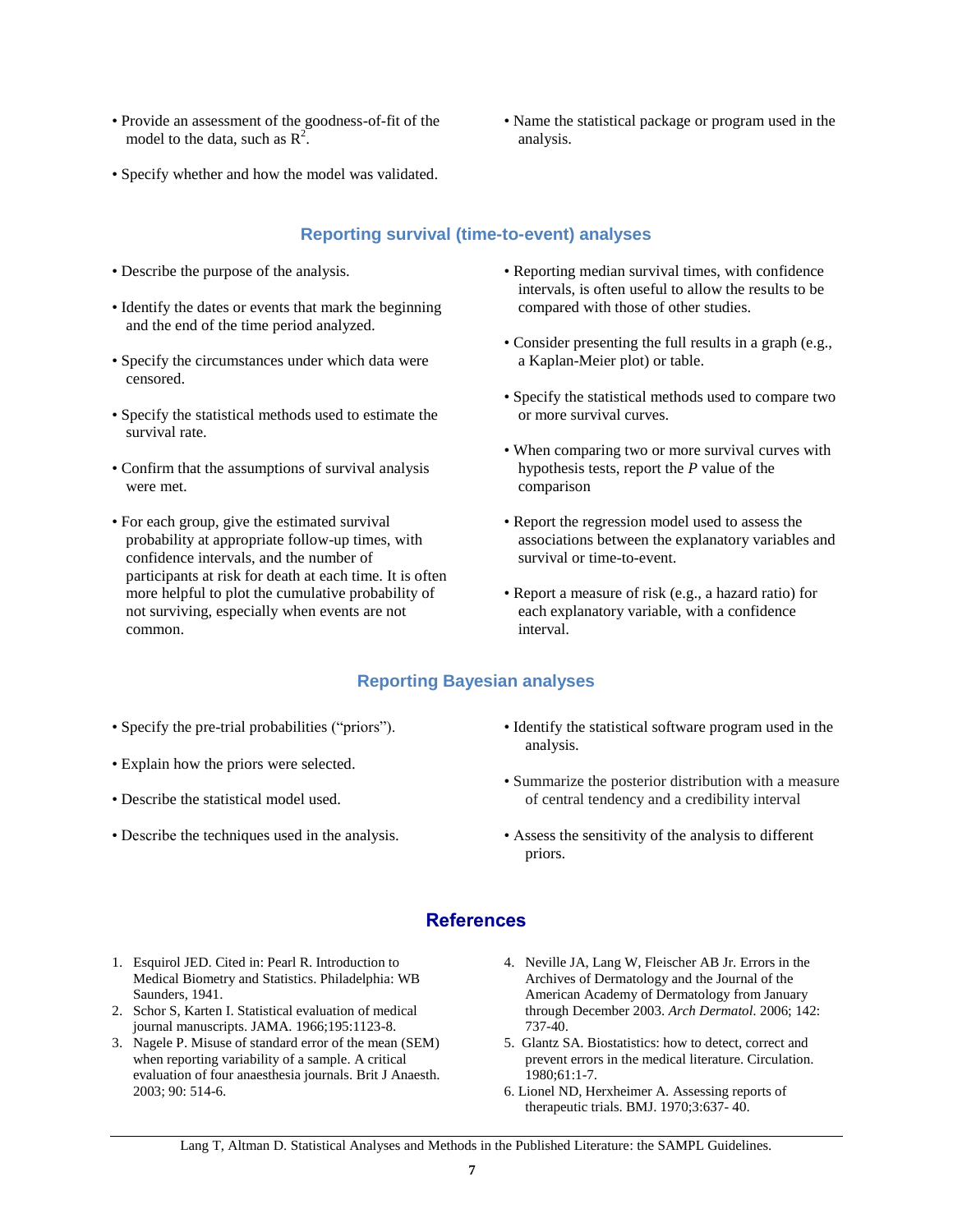- Provide an assessment of the goodness-of-fit of the model to the data, such as $R^2$.
- Specify whether and how the model was validated.
- Name the statistical package or program used in the analysis.

## Reporting survival (time-to-event) analyses

- Describe the purpose of the analysis.
- Identify the dates or events that mark the beginning and the end of the time period analyzed.
- Specify the circumstances under which data were censored.
- Specify the statistical methods used to estimate the survival rate.
- Confirm that the assumptions of survival analysis were met.
- For each group, give the estimated survival probability at appropriate follow-up times, with confidence intervals, and the number of participants at risk for death at each time. It is often more helpful to plot the cumulative probability of not surviving, especially when events are not common.
- Reporting median survival times, with confidence intervals, is often useful to allow the results to be compared with those of other studies.
- Consider presenting the full results in a graph (e.g., a Kaplan-Meier plot) or table.
- Specify the statistical methods used to compare two or more survival curves.
- When comparing two or more survival curves with hypothesis tests, report the *P* value of the comparison
- Report the regression model used to assess the associations between the explanatory variables and survival or time-to-event.
- Report a measure of risk (e.g., a hazard ratio) for each explanatory variable, with a confidence interval.

## Reporting Bayesian analyses

- Specify the pre-trial probabilities ("priors").
- Explain how the priors were selected.
- Describe the statistical model used.
- Describe the techniques used in the analysis.
- Identify the statistical software program used in the analysis.
- Summarize the posterior distribution with a measure of central tendency and a credibility interval
- Assess the sensitivity of the analysis to different priors.

# References

1. Esquirol JED. Cited in: Pearl R. Introduction to Medical Biometry and Statistics. Philadelphia: WB Saunders, 1941.
2. Schor S, Karten I. Statistical evaluation of medical journal manuscripts. JAMA. 1966;195:1123-8.
3. Nagele P. Misuse of standard error of the mean (SEM) when reporting variability of a sample. A critical evaluation of four anaesthesia journals. Brit J Anaesth. 2003; 90: 514-6.
4. Neville JA, Lang W, Fleischer AB Jr. Errors in the Archives of Dermatology and the Journal of the American Academy of Dermatology from January through December 2003. *Arch Dermatol*. 2006; 142: 737-40.
5. Glantz SA. Biostatistics: how to detect, correct and prevent errors in the medical literature. Circulation. 1980;61:1-7.
6. Lionel ND, Herxheimer A. Assessing reports of therapeutic trials. BMJ. 1970;3:637- 40.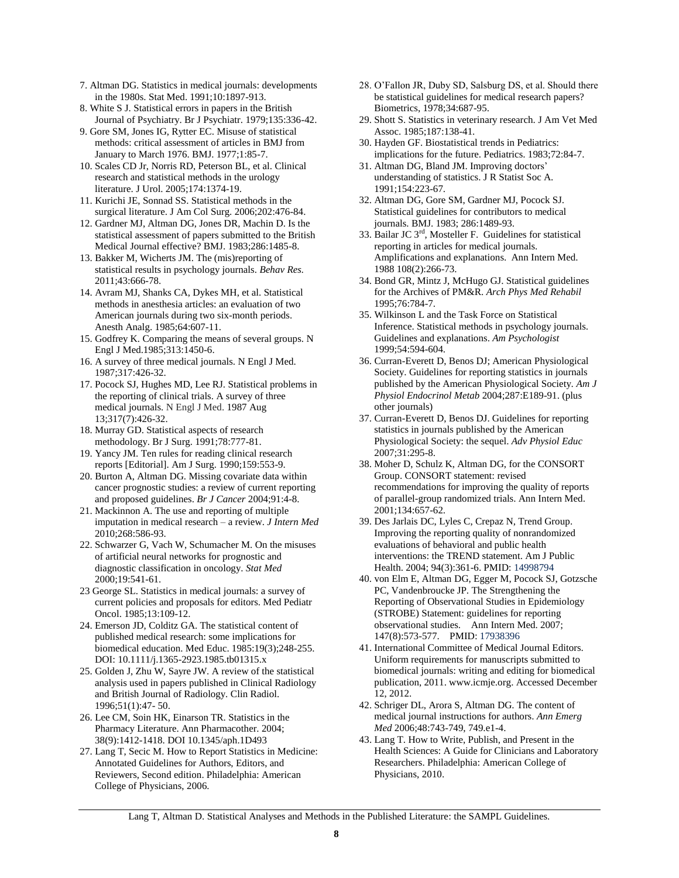7. Altman DG. Statistics in medical journals: developments in the 1980s. Stat Med. 1991;10:1897-913.
8. White S J. Statistical errors in papers in the British Journal of Psychiatry. Br J Psychiatr. 1979;135:336-42.
9. Gore SM, Jones IG, Rytter EC. Misuse of statistical methods: critical assessment of articles in BMJ from January to March 1976. BMJ. 1977;1:85-7.
10. Scales CD Jr, Norris RD, Peterson BL, et al. Clinical research and statistical methods in the urology literature. J Urol. 2005;174:1374-19.
11. Kurichi JE, Sonnad SS. Statistical methods in the surgical literature. J Am Col Surg. 2006;202:476-84.
12. Gardner MJ, Altman DG, Jones DR, Machin D. Is the statistical assessment of papers submitted to the British Medical Journal effective? BMJ. 1983;286:1485-8.
13. Bakker M, Wicherts JM. The (mis)reporting of statistical results in psychology journals. *Behav Res.* 2011;43:666-78.
14. Avram MJ, Shanks CA, Dykes MH, et al. Statistical methods in anesthesia articles: an evaluation of two American journals during two six-month periods. Anesth Analg. 1985;64:607-11.
15. Godfrey K. Comparing the means of several groups. N Engl J Med.1985;313:1450-6.
16. A survey of three medical journals. N Engl J Med. 1987;317:426-32.
17. Pocock SJ, Hughes MD, Lee RJ. Statistical problems in the reporting of clinical trials. A survey of three medical journals. N Engl J Med. 1987 Aug 13;317(7):426-32.
18. Murray GD. Statistical aspects of research methodology. Br J Surg. 1991;78:777-81.
19. Yancy JM. Ten rules for reading clinical research reports [Editorial]. Am J Surg. 1990;159:553-9.
20. Burton A, Altman DG. Missing covariate data within cancer prognostic studies: a review of current reporting and proposed guidelines. *Br J Cancer* 2004;91:4-8.
21. Mackinnon A. The use and reporting of multiple imputation in medical research – a review. *J Intern Med* 2010;268:586-93.
22. Schwarzer G, Vach W, Schumacher M. On the misuses of artificial neural networks for prognostic and diagnostic classification in oncology. *Stat Med* 2000;19:541-61.
23 George SL. Statistics in medical journals: a survey of current policies and proposals for editors. Med Pediatr Oncol. 1985;13:109-12.
24. Emerson JD, Colditz GA. The statistical content of published medical research: some implications for biomedical education. Med Educ. 1985:19(3);248-255. DOI: 10.1111/j.1365-2923.1985.tb01315.x
25. Golden J, Zhu W, Sayre JW. A review of the statistical analysis used in papers published in Clinical Radiology and British Journal of Radiology. Clin Radiol. 1996;51(1):47- 50.
26. Lee CM, Soin HK, Einarson TR. Statistics in the Pharmacy Literature. Ann Pharmacother. 2004; 38(9):1412-1418. DOI 10.1345/aph.1D493
27. Lang T, Secic M. How to Report Statistics in Medicine: Annotated Guidelines for Authors, Editors, and Reviewers, Second edition. Philadelphia: American College of Physicians, 2006.
28. O'Fallon JR, Duby SD, Salsburg DS, et al. Should there be statistical guidelines for medical research papers? Biometrics, 1978;34:687-95.
29. Shott S. Statistics in veterinary research. J Am Vet Med Assoc. 1985;187:138-41.
30. Hayden GF. Biostatistical trends in Pediatrics: implications for the future. Pediatrics. 1983;72:84-7.
31. Altman DG, Bland JM. Improving doctors' understanding of statistics. J R Statist Soc A. 1991;154:223-67.
32. Altman DG, Gore SM, Gardner MJ, Pocock SJ. Statistical guidelines for contributors to medical journals. BMJ. 1983; 286:1489-93.
33. Bailar JC 3rd, Mosteller F. Guidelines for statistical reporting in articles for medical journals. Amplifications and explanations. Ann Intern Med. 1988 108(2):266-73.
34. Bond GR, Mintz J, McHugo GJ. Statistical guidelines for the Archives of PM&R. *Arch Phys Med Rehabil* 1995;76:784-7.
35. Wilkinson L and the Task Force on Statistical Inference. Statistical methods in psychology journals. Guidelines and explanations. *Am Psychologist* 1999;54:594-604.
36. Curran-Everett D, Benos DJ; American Physiological Society. Guidelines for reporting statistics in journals published by the American Physiological Society. *Am J Physiol Endocrinol Metab* 2004;287:E189-91. (plus other journals)
37. Curran-Everett D, Benos DJ. Guidelines for reporting statistics in journals published by the American Physiological Society: the sequel. *Adv Physiol Educ* 2007;31:295-8.
38. Moher D, Schulz K, Altman DG, for the CONSORT Group. CONSORT statement: revised recommendations for improving the quality of reports of parallel-group randomized trials. Ann Intern Med. 2001;134:657-62.
39. Des Jarlais DC, Lyles C, Crepaz N, Trend Group. Improving the reporting quality of nonrandomized evaluations of behavioral and public health interventions: the TREND statement. Am J Public Health. 2004; 94(3):361-6. PMID: 14998794
40. von Elm E, Altman DG, Egger M, Pocock SJ, Gotzsche PC, Vandenbroucke JP. The Strengthening the Reporting of Observational Studies in Epidemiology (STROBE) Statement: guidelines for reporting observational studies. Ann Intern Med. 2007; 147(8):573-577. PMID: 17938396
41. International Committee of Medical Journal Editors. Uniform requirements for manuscripts submitted to biomedical journals: writing and editing for biomedical publication, 2011. www.icmje.org. Accessed December 12, 2012.
42. Schriger DL, Arora S, Altman DG. The content of medical journal instructions for authors. *Ann Emerg Med* 2006;48:743-749, 749.e1-4.
43. Lang T. How to Write, Publish, and Present in the Health Sciences: A Guide for Clinicians and Laboratory Researchers. Philadelphia: American College of Physicians, 2010.